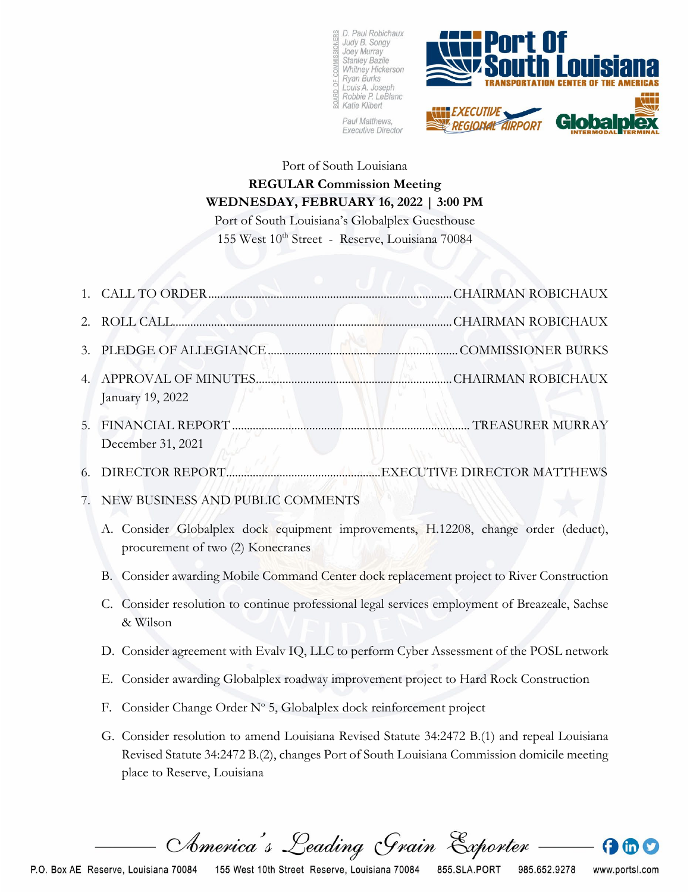BOARD OF COMMISSIONERS
D. Paul Robichaux
Judy B. Songy
Joey Murray
Stanley Bazile
Whitney Hickerson
Ryan Burks
Louis A. Joseph
Robbie P. LeBlanc
Katie Klibert

Paul Matthews,
Executive Director

**Port Of South Louisiana** — TRANSPORTATION CENTER OF THE AMERICAS
EXECUTIVE REGIONAL AIRPORT
Globalplex INTERMODAL TERMINAL

Port of South Louisiana
**REGULAR Commission Meeting**
**WEDNESDAY, FEBRUARY 16, 2022 | 3:00 PM**
Port of South Louisiana's Globalplex Guesthouse
155 West 10th Street - Reserve, Louisiana 70084

1. CALL TO ORDER.......... CHAIRMAN ROBICHAUX
2. ROLL CALL.......... CHAIRMAN ROBICHAUX
3. PLEDGE OF ALLEGIANCE.......... COMMISSIONER BURKS
4. APPROVAL OF MINUTES.......... CHAIRMAN ROBICHAUX
   January 19, 2022
5. FINANCIAL REPORT.......... TREASURER MURRAY
   December 31, 2021
6. DIRECTOR REPORT.......... EXECUTIVE DIRECTOR MATTHEWS
7. NEW BUSINESS AND PUBLIC COMMENTS
   A. Consider Globalplex dock equipment improvements, H.12208, change order (deduct), procurement of two (2) Konecranes
   B. Consider awarding Mobile Command Center dock replacement project to River Construction
   C. Consider resolution to continue professional legal services employment of Breazeale, Sachse & Wilson
   D. Consider agreement with Evalv IQ, LLC to perform Cyber Assessment of the POSL network
   E. Consider awarding Globalplex roadway improvement project to Hard Rock Construction
   F. Consider Change Order Nº 5, Globalplex dock reinforcement project
   G. Consider resolution to amend Louisiana Revised Statute 34:2472 B.(1) and repeal Louisiana Revised Statute 34:2472 B.(2), changes Port of South Louisiana Commission domicile meeting place to Reserve, Louisiana

*America's Leading Grain Exporter*

P.O. Box AE Reserve, Louisiana 70084   155 West 10th Street Reserve, Louisiana 70084   855.SLA.PORT   985.652.9278   www.portsl.com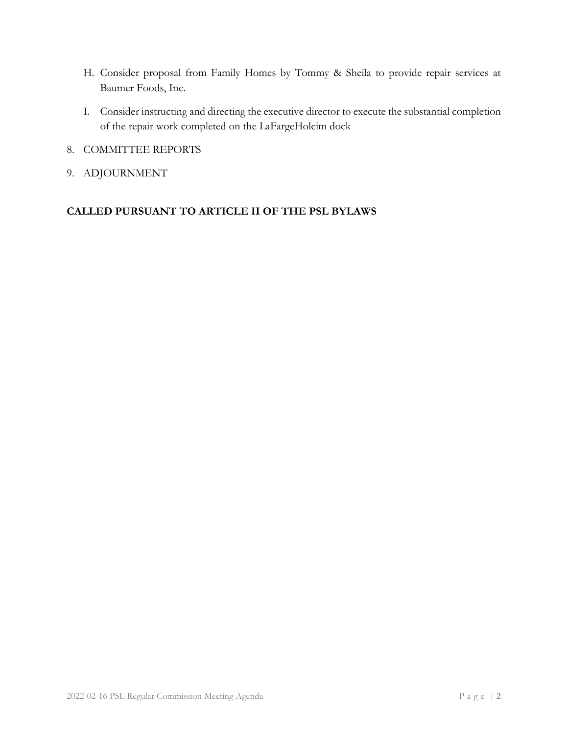H. Consider proposal from Family Homes by Tommy & Sheila to provide repair services at Baumer Foods, Inc.

I. Consider instructing and directing the executive director to execute the substantial completion of the repair work completed on the LaFargeHolcim dock

8. COMMITTEE REPORTS
9. ADJOURNMENT

**CALLED PURSUANT TO ARTICLE II OF THE PSL BYLAWS**